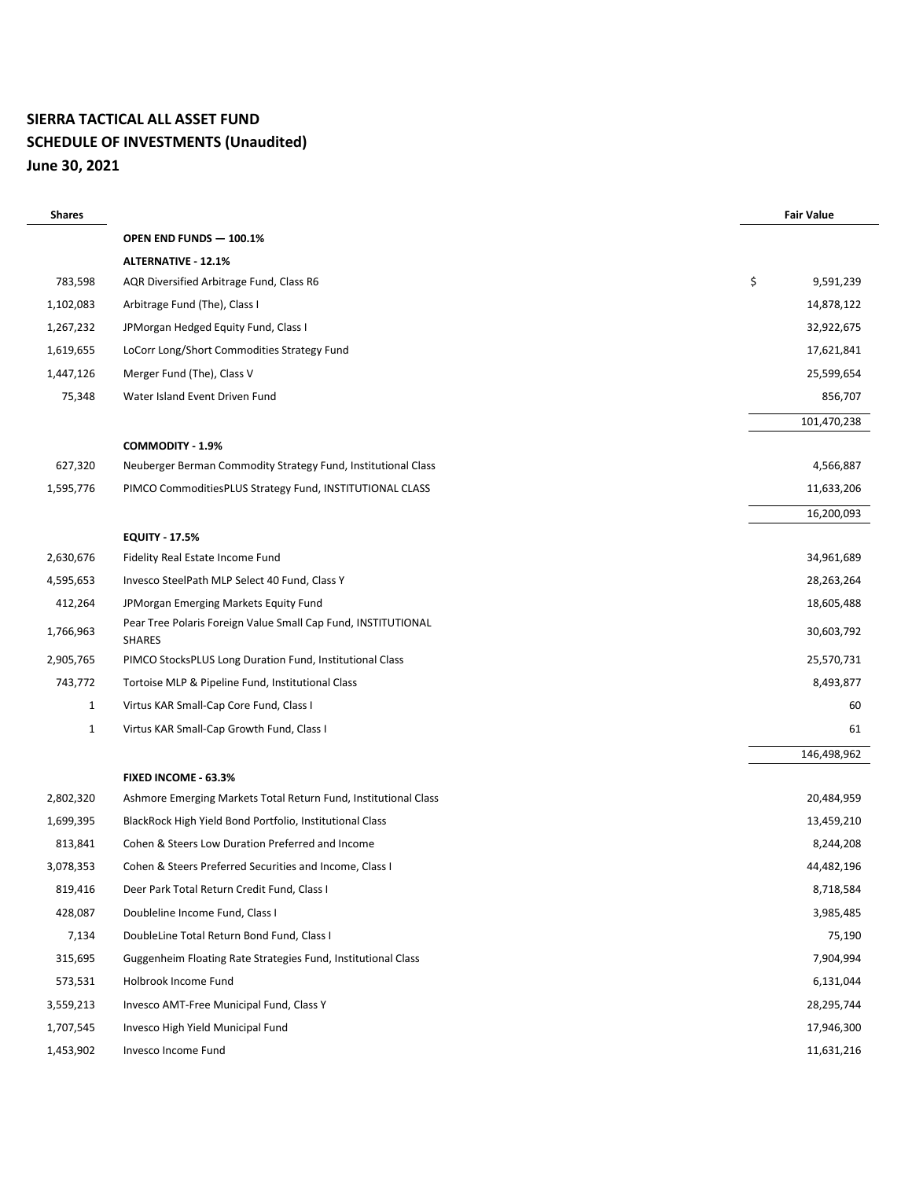**SIERRA TACTICAL ALL ASSET FUND**
**SCHEDULE OF INVESTMENTS (Unaudited)**
**June 30, 2021**

| Shares | | Fair Value |
|---|---|---|
| | **OPEN END FUNDS — 100.1%** | |
| | **ALTERNATIVE - 12.1%** | |
| 783,598 | AQR Diversified Arbitrage Fund, Class R6 | $ 9,591,239 |
| 1,102,083 | Arbitrage Fund (The), Class I | 14,878,122 |
| 1,267,232 | JPMorgan Hedged Equity Fund, Class I | 32,922,675 |
| 1,619,655 | LoCorr Long/Short Commodities Strategy Fund | 17,621,841 |
| 1,447,126 | Merger Fund (The), Class V | 25,599,654 |
| 75,348 | Water Island Event Driven Fund | 856,707 |
| | | 101,470,238 |
| | **COMMODITY - 1.9%** | |
| 627,320 | Neuberger Berman Commodity Strategy Fund, Institutional Class | 4,566,887 |
| 1,595,776 | PIMCO CommoditiesPLUS Strategy Fund, INSTITUTIONAL CLASS | 11,633,206 |
| | | 16,200,093 |
| | **EQUITY - 17.5%** | |
| 2,630,676 | Fidelity Real Estate Income Fund | 34,961,689 |
| 4,595,653 | Invesco SteelPath MLP Select 40 Fund, Class Y | 28,263,264 |
| 412,264 | JPMorgan Emerging Markets Equity Fund | 18,605,488 |
| 1,766,963 | Pear Tree Polaris Foreign Value Small Cap Fund, INSTITUTIONAL SHARES | 30,603,792 |
| 2,905,765 | PIMCO StocksPLUS Long Duration Fund, Institutional Class | 25,570,731 |
| 743,772 | Tortoise MLP & Pipeline Fund, Institutional Class | 8,493,877 |
| 1 | Virtus KAR Small-Cap Core Fund, Class I | 60 |
| 1 | Virtus KAR Small-Cap Growth Fund, Class I | 61 |
| | | 146,498,962 |
| | **FIXED INCOME - 63.3%** | |
| 2,802,320 | Ashmore Emerging Markets Total Return Fund, Institutional Class | 20,484,959 |
| 1,699,395 | BlackRock High Yield Bond Portfolio, Institutional Class | 13,459,210 |
| 813,841 | Cohen & Steers Low Duration Preferred and Income | 8,244,208 |
| 3,078,353 | Cohen & Steers Preferred Securities and Income, Class I | 44,482,196 |
| 819,416 | Deer Park Total Return Credit Fund, Class I | 8,718,584 |
| 428,087 | Doubleline Income Fund, Class I | 3,985,485 |
| 7,134 | DoubleLine Total Return Bond Fund, Class I | 75,190 |
| 315,695 | Guggenheim Floating Rate Strategies Fund, Institutional Class | 7,904,994 |
| 573,531 | Holbrook Income Fund | 6,131,044 |
| 3,559,213 | Invesco AMT-Free Municipal Fund, Class Y | 28,295,744 |
| 1,707,545 | Invesco High Yield Municipal Fund | 17,946,300 |
| 1,453,902 | Invesco Income Fund | 11,631,216 |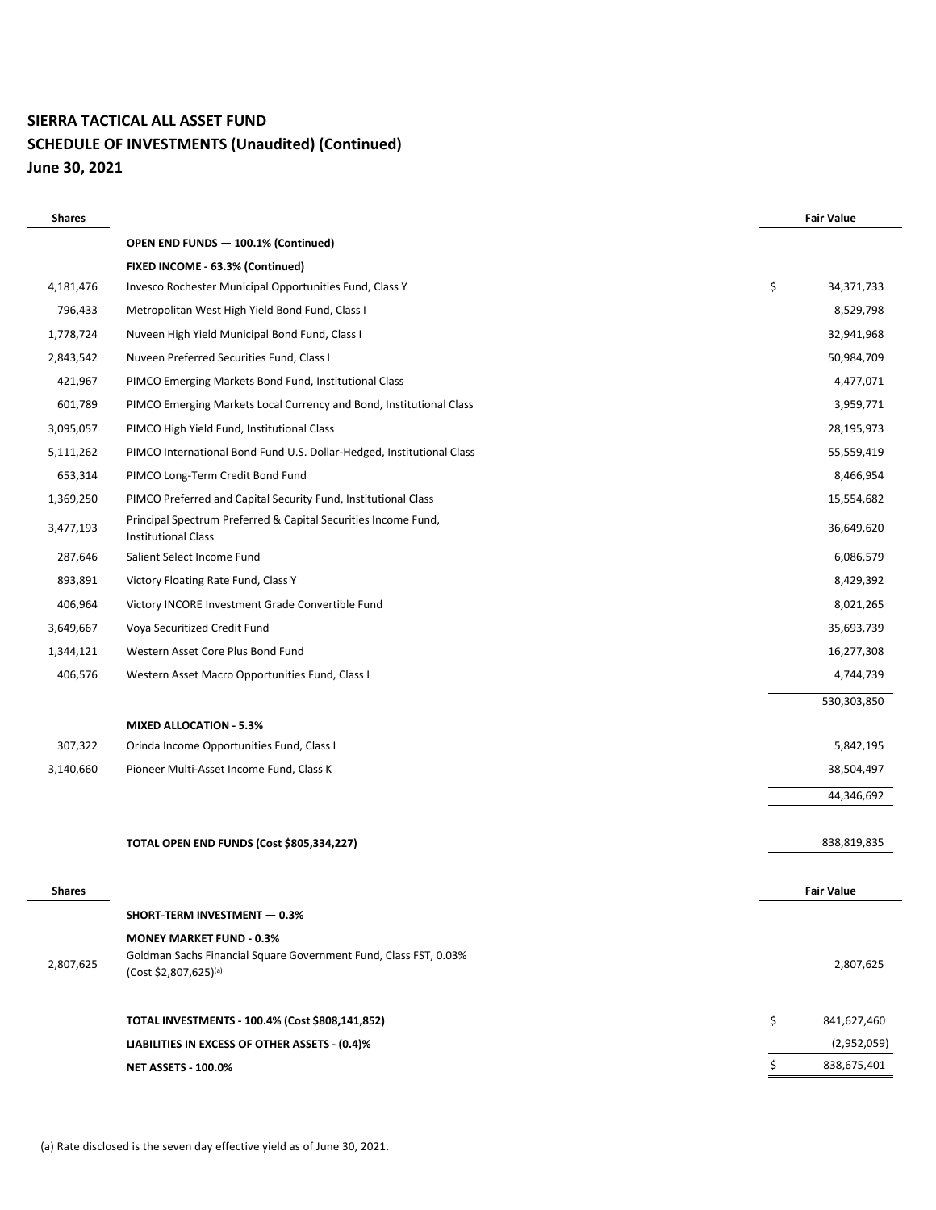# SIERRA TACTICAL ALL ASSET FUND
## SCHEDULE OF INVESTMENTS (Unaudited) (Continued)
## June 30, 2021

| Shares | | Fair Value |
|---|---|---|
| | **OPEN END FUNDS — 100.1% (Continued)** | |
| | **FIXED INCOME - 63.3% (Continued)** | |
| 4,181,476 | Invesco Rochester Municipal Opportunities Fund, Class Y | $ 34,371,733 |
| 796,433 | Metropolitan West High Yield Bond Fund, Class I | 8,529,798 |
| 1,778,724 | Nuveen High Yield Municipal Bond Fund, Class I | 32,941,968 |
| 2,843,542 | Nuveen Preferred Securities Fund, Class I | 50,984,709 |
| 421,967 | PIMCO Emerging Markets Bond Fund, Institutional Class | 4,477,071 |
| 601,789 | PIMCO Emerging Markets Local Currency and Bond, Institutional Class | 3,959,771 |
| 3,095,057 | PIMCO High Yield Fund, Institutional Class | 28,195,973 |
| 5,111,262 | PIMCO International Bond Fund U.S. Dollar-Hedged, Institutional Class | 55,559,419 |
| 653,314 | PIMCO Long-Term Credit Bond Fund | 8,466,954 |
| 1,369,250 | PIMCO Preferred and Capital Security Fund, Institutional Class | 15,554,682 |
| 3,477,193 | Principal Spectrum Preferred & Capital Securities Income Fund, Institutional Class | 36,649,620 |
| 287,646 | Salient Select Income Fund | 6,086,579 |
| 893,891 | Victory Floating Rate Fund, Class Y | 8,429,392 |
| 406,964 | Victory INCORE Investment Grade Convertible Fund | 8,021,265 |
| 3,649,667 | Voya Securitized Credit Fund | 35,693,739 |
| 1,344,121 | Western Asset Core Plus Bond Fund | 16,277,308 |
| 406,576 | Western Asset Macro Opportunities Fund, Class I | 4,744,739 |
| | | 530,303,850 |
| | **MIXED ALLOCATION - 5.3%** | |
| 307,322 | Orinda Income Opportunities Fund, Class I | 5,842,195 |
| 3,140,660 | Pioneer Multi-Asset Income Fund, Class K | 38,504,497 |
| | | 44,346,692 |
| | **TOTAL OPEN END FUNDS (Cost $805,334,227)** | 838,819,835 |

| Shares | | Fair Value |
|---|---|---|
| | **SHORT-TERM INVESTMENT — 0.3%** | |
| | **MONEY MARKET FUND - 0.3%** | |
| 2,807,625 | Goldman Sachs Financial Square Government Fund, Class FST, 0.03% (Cost $2,807,625)[(a)] | 2,807,625 |
| | **TOTAL INVESTMENTS - 100.4% (Cost $808,141,852)** | $ 841,627,460 |
| | **LIABILITIES IN EXCESS OF OTHER ASSETS - (0.4)%** | (2,952,059) |
| | **NET ASSETS - 100.0%** | $ 838,675,401 |

(a) Rate disclosed is the seven day effective yield as of June 30, 2021.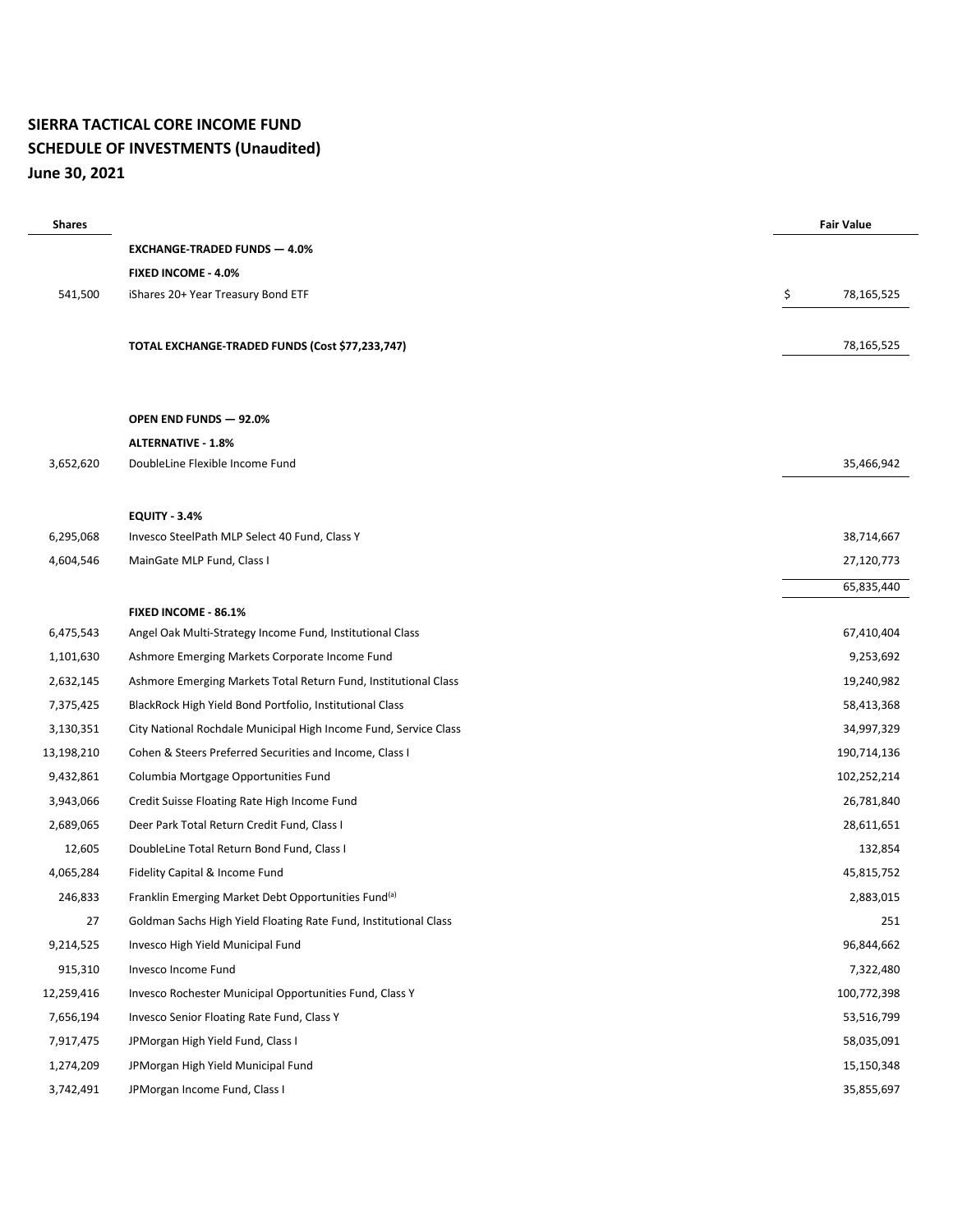# SIERRA TACTICAL CORE INCOME FUND
## SCHEDULE OF INVESTMENTS (Unaudited)
## June 30, 2021

| Shares | | Fair Value |
|---|---|---|
| | **EXCHANGE-TRADED FUNDS — 4.0%** | |
| | **FIXED INCOME - 4.0%** | |
| 541,500 | iShares 20+ Year Treasury Bond ETF | $ 78,165,525 |
| | | |
| | **TOTAL EXCHANGE-TRADED FUNDS (Cost $77,233,747)** | 78,165,525 |
| | | |
| | **OPEN END FUNDS — 92.0%** | |
| | **ALTERNATIVE - 1.8%** | |
| 3,652,620 | DoubleLine Flexible Income Fund | 35,466,942 |
| | | |
| | **EQUITY - 3.4%** | |
| 6,295,068 | Invesco SteelPath MLP Select 40 Fund, Class Y | 38,714,667 |
| 4,604,546 | MainGate MLP Fund, Class I | 27,120,773 |
| | | 65,835,440 |
| | **FIXED INCOME - 86.1%** | |
| 6,475,543 | Angel Oak Multi-Strategy Income Fund, Institutional Class | 67,410,404 |
| 1,101,630 | Ashmore Emerging Markets Corporate Income Fund | 9,253,692 |
| 2,632,145 | Ashmore Emerging Markets Total Return Fund, Institutional Class | 19,240,982 |
| 7,375,425 | BlackRock High Yield Bond Portfolio, Institutional Class | 58,413,368 |
| 3,130,351 | City National Rochdale Municipal High Income Fund, Service Class | 34,997,329 |
| 13,198,210 | Cohen & Steers Preferred Securities and Income, Class I | 190,714,136 |
| 9,432,861 | Columbia Mortgage Opportunities Fund | 102,252,214 |
| 3,943,066 | Credit Suisse Floating Rate High Income Fund | 26,781,840 |
| 2,689,065 | Deer Park Total Return Credit Fund, Class I | 28,611,651 |
| 12,605 | DoubleLine Total Return Bond Fund, Class I | 132,854 |
| 4,065,284 | Fidelity Capital & Income Fund | 45,815,752 |
| 246,833 | Franklin Emerging Market Debt Opportunities Fund[(a)] | 2,883,015 |
| 27 | Goldman Sachs High Yield Floating Rate Fund, Institutional Class | 251 |
| 9,214,525 | Invesco High Yield Municipal Fund | 96,844,662 |
| 915,310 | Invesco Income Fund | 7,322,480 |
| 12,259,416 | Invesco Rochester Municipal Opportunities Fund, Class Y | 100,772,398 |
| 7,656,194 | Invesco Senior Floating Rate Fund, Class Y | 53,516,799 |
| 7,917,475 | JPMorgan High Yield Fund, Class I | 58,035,091 |
| 1,274,209 | JPMorgan High Yield Municipal Fund | 15,150,348 |
| 3,742,491 | JPMorgan Income Fund, Class I | 35,855,697 |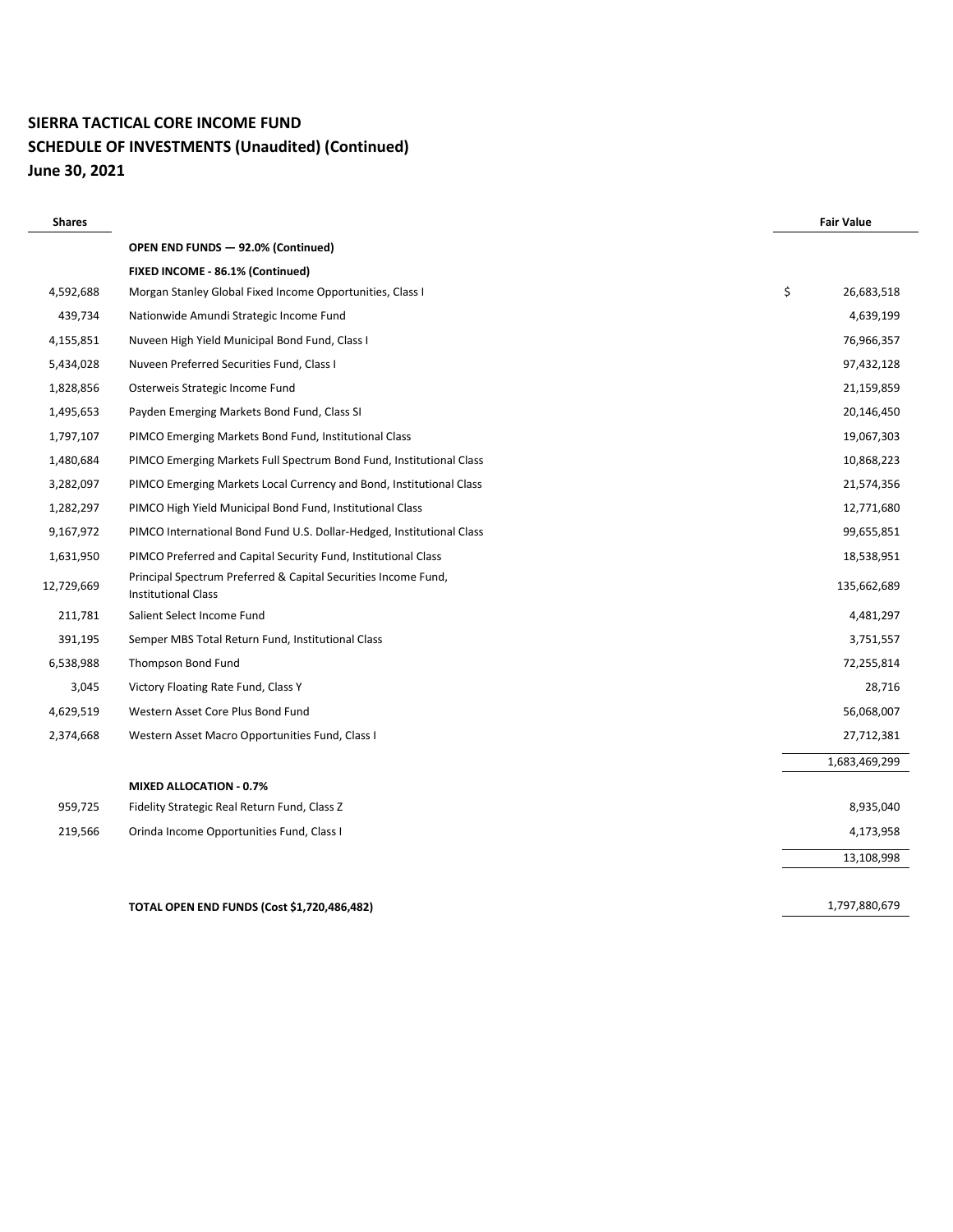**SIERRA TACTICAL CORE INCOME FUND**
**SCHEDULE OF INVESTMENTS (Unaudited) (Continued)**
**June 30, 2021**

| Shares | | Fair Value |
|---|---|---|
| | **OPEN END FUNDS — 92.0% (Continued)** | |
| | **FIXED INCOME - 86.1% (Continued)** | |
| 4,592,688 | Morgan Stanley Global Fixed Income Opportunities, Class I | $ 26,683,518 |
| 439,734 | Nationwide Amundi Strategic Income Fund | 4,639,199 |
| 4,155,851 | Nuveen High Yield Municipal Bond Fund, Class I | 76,966,357 |
| 5,434,028 | Nuveen Preferred Securities Fund, Class I | 97,432,128 |
| 1,828,856 | Osterweis Strategic Income Fund | 21,159,859 |
| 1,495,653 | Payden Emerging Markets Bond Fund, Class SI | 20,146,450 |
| 1,797,107 | PIMCO Emerging Markets Bond Fund, Institutional Class | 19,067,303 |
| 1,480,684 | PIMCO Emerging Markets Full Spectrum Bond Fund, Institutional Class | 10,868,223 |
| 3,282,097 | PIMCO Emerging Markets Local Currency and Bond, Institutional Class | 21,574,356 |
| 1,282,297 | PIMCO High Yield Municipal Bond Fund, Institutional Class | 12,771,680 |
| 9,167,972 | PIMCO International Bond Fund U.S. Dollar-Hedged, Institutional Class | 99,655,851 |
| 1,631,950 | PIMCO Preferred and Capital Security Fund, Institutional Class | 18,538,951 |
| 12,729,669 | Principal Spectrum Preferred & Capital Securities Income Fund, Institutional Class | 135,662,689 |
| 211,781 | Salient Select Income Fund | 4,481,297 |
| 391,195 | Semper MBS Total Return Fund, Institutional Class | 3,751,557 |
| 6,538,988 | Thompson Bond Fund | 72,255,814 |
| 3,045 | Victory Floating Rate Fund, Class Y | 28,716 |
| 4,629,519 | Western Asset Core Plus Bond Fund | 56,068,007 |
| 2,374,668 | Western Asset Macro Opportunities Fund, Class I | 27,712,381 |
| | | 1,683,469,299 |
| | **MIXED ALLOCATION - 0.7%** | |
| 959,725 | Fidelity Strategic Real Return Fund, Class Z | 8,935,040 |
| 219,566 | Orinda Income Opportunities Fund, Class I | 4,173,958 |
| | | 13,108,998 |
| | | |
| | **TOTAL OPEN END FUNDS (Cost $1,720,486,482)** | 1,797,880,679 |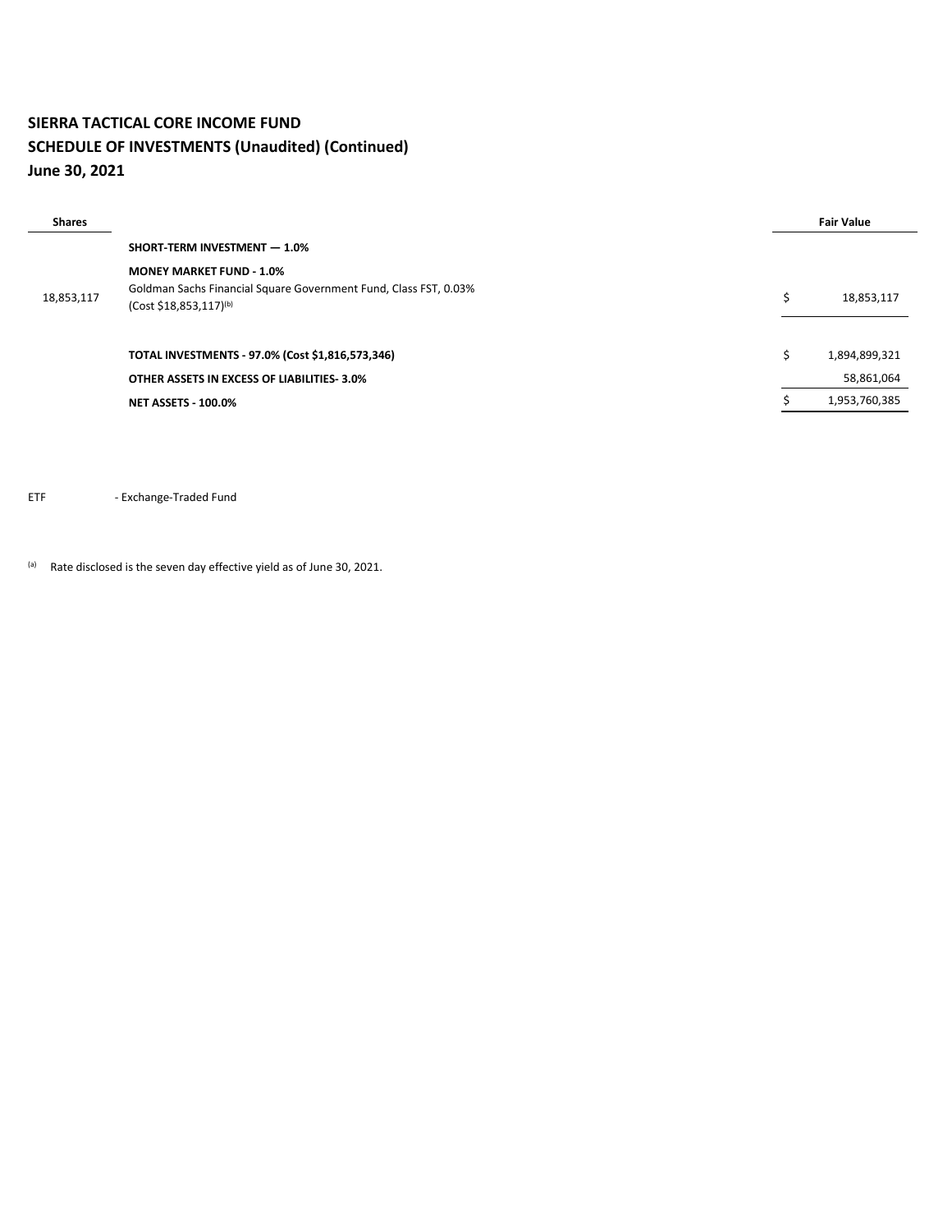**SIERRA TACTICAL CORE INCOME FUND**
**SCHEDULE OF INVESTMENTS (Unaudited) (Continued)**
**June 30, 2021**

| Shares | | | Fair Value |
|---|---|---|---|
| | **SHORT-TERM INVESTMENT — 1.0%** | | |
| | **MONEY MARKET FUND - 1.0%** | | |
| 18,853,117 | Goldman Sachs Financial Square Government Fund, Class FST, 0.03% (Cost $18,853,117)[b] | $ | 18,853,117 |
| | **TOTAL INVESTMENTS - 97.0% (Cost $1,816,573,346)** | $ | 1,894,899,321 |
| | **OTHER ASSETS IN EXCESS OF LIABILITIES- 3.0%** | | 58,861,064 |
| | **NET ASSETS - 100.0%** | $ | 1,953,760,385 |

ETF - Exchange-Traded Fund

[a] Rate disclosed is the seven day effective yield as of June 30, 2021.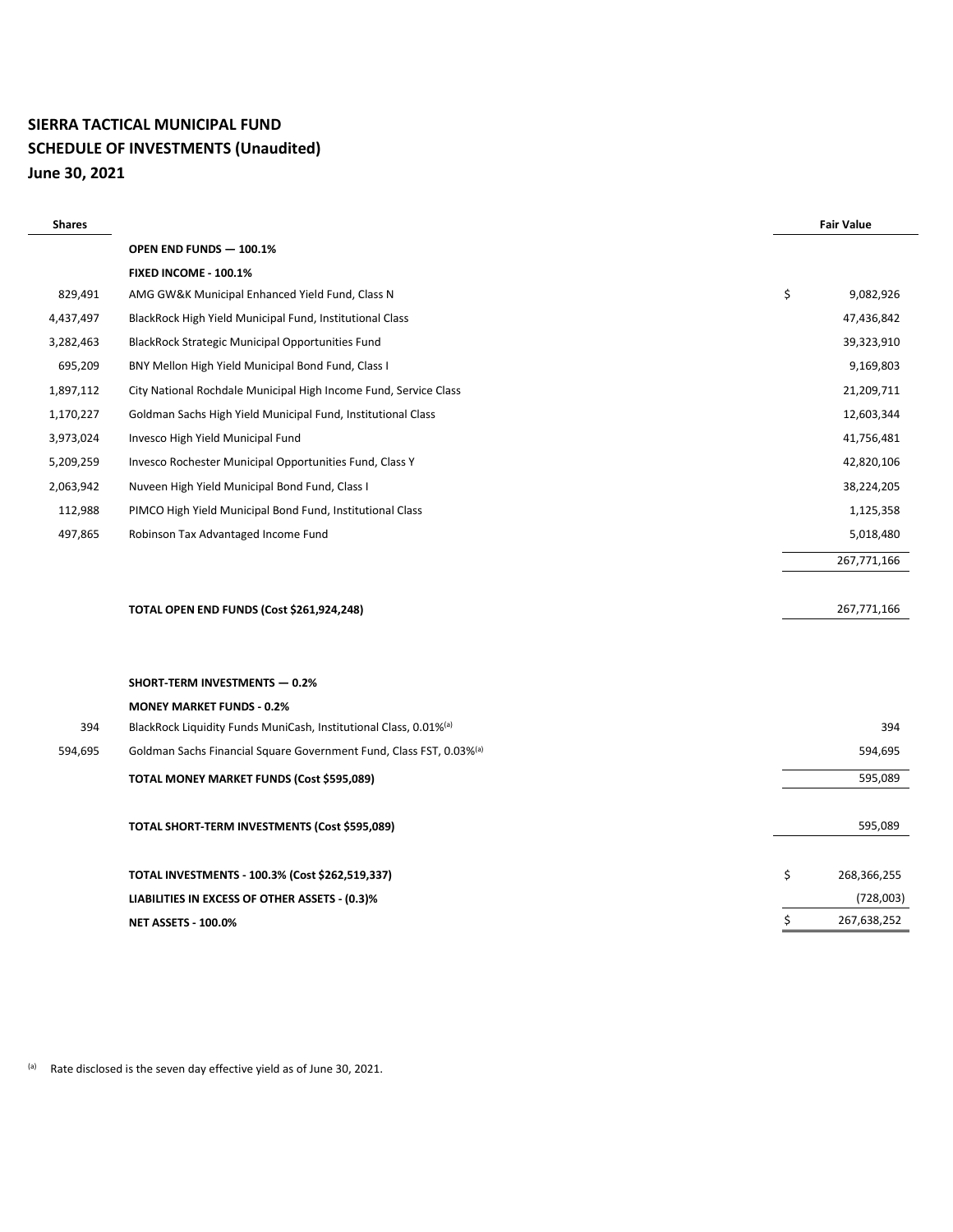**SIERRA TACTICAL MUNICIPAL FUND**
**SCHEDULE OF INVESTMENTS (Unaudited)**
**June 30, 2021**

| Shares | | Fair Value |
|---|---|---|
| | **OPEN END FUNDS — 100.1%** | |
| | **FIXED INCOME - 100.1%** | |
| 829,491 | AMG GW&K Municipal Enhanced Yield Fund, Class N | $ 9,082,926 |
| 4,437,497 | BlackRock High Yield Municipal Fund, Institutional Class | 47,436,842 |
| 3,282,463 | BlackRock Strategic Municipal Opportunities Fund | 39,323,910 |
| 695,209 | BNY Mellon High Yield Municipal Bond Fund, Class I | 9,169,803 |
| 1,897,112 | City National Rochdale Municipal High Income Fund, Service Class | 21,209,711 |
| 1,170,227 | Goldman Sachs High Yield Municipal Fund, Institutional Class | 12,603,344 |
| 3,973,024 | Invesco High Yield Municipal Fund | 41,756,481 |
| 5,209,259 | Invesco Rochester Municipal Opportunities Fund, Class Y | 42,820,106 |
| 2,063,942 | Nuveen High Yield Municipal Bond Fund, Class I | 38,224,205 |
| 112,988 | PIMCO High Yield Municipal Bond Fund, Institutional Class | 1,125,358 |
| 497,865 | Robinson Tax Advantaged Income Fund | 5,018,480 |
| | | 267,771,166 |
| | **TOTAL OPEN END FUNDS (Cost $261,924,248)** | 267,771,166 |
| | **SHORT-TERM INVESTMENTS — 0.2%** | |
| | **MONEY MARKET FUNDS - 0.2%** | |
| 394 | BlackRock Liquidity Funds MuniCash, Institutional Class, 0.01%[a] | 394 |
| 594,695 | Goldman Sachs Financial Square Government Fund, Class FST, 0.03%[a] | 594,695 |
| | **TOTAL MONEY MARKET FUNDS (Cost $595,089)** | 595,089 |
| | **TOTAL SHORT-TERM INVESTMENTS (Cost $595,089)** | 595,089 |
| | **TOTAL INVESTMENTS - 100.3% (Cost $262,519,337)** | $ 268,366,255 |
| | **LIABILITIES IN EXCESS OF OTHER ASSETS - (0.3)%** | (728,003) |
| | **NET ASSETS - 100.0%** | $ 267,638,252 |

[a] Rate disclosed is the seven day effective yield as of June 30, 2021.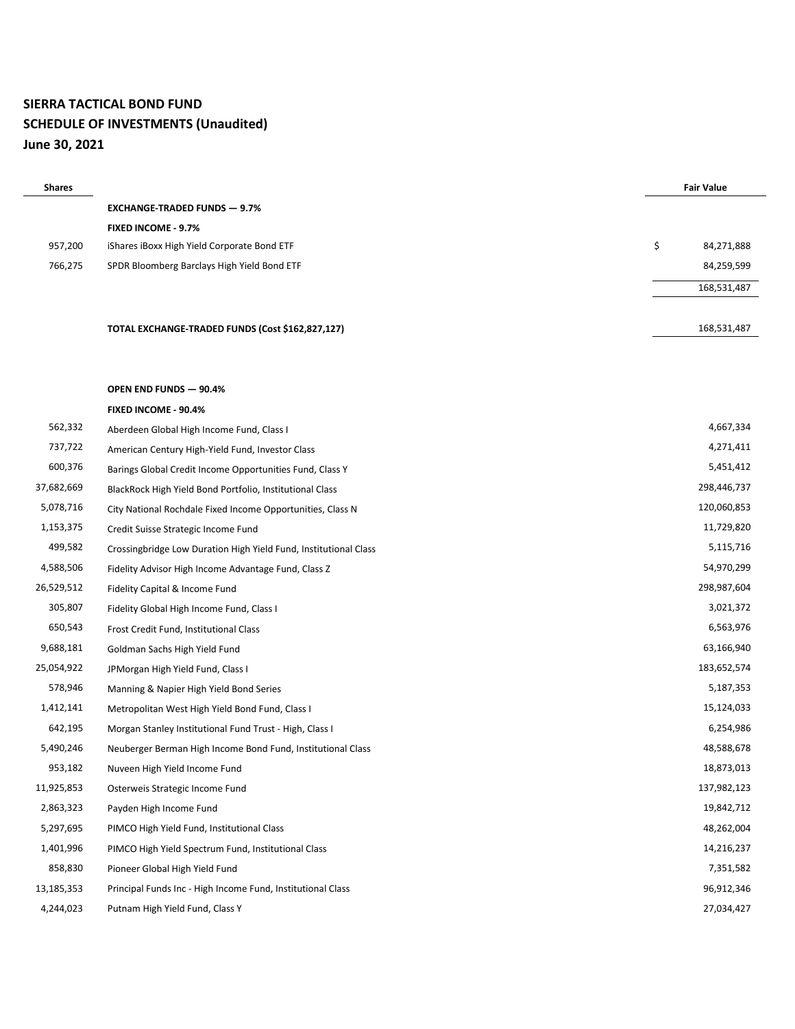# SIERRA TACTICAL BOND FUND
## SCHEDULE OF INVESTMENTS (Unaudited)
## June 30, 2021

| Shares | | Fair Value |
|---|---|---|
| | **EXCHANGE-TRADED FUNDS — 9.7%** | |
| | **FIXED INCOME - 9.7%** | |
| 957,200 | iShares iBoxx High Yield Corporate Bond ETF | $ 84,271,888 |
| 766,275 | SPDR Bloomberg Barclays High Yield Bond ETF | 84,259,599 |
| | | 168,531,487 |
| | | |
| | **TOTAL EXCHANGE-TRADED FUNDS (Cost $162,827,127)** | 168,531,487 |
| | | |
| | **OPEN END FUNDS — 90.4%** | |
| | **FIXED INCOME - 90.4%** | |
| 562,332 | Aberdeen Global High Income Fund, Class I | 4,667,334 |
| 737,722 | American Century High-Yield Fund, Investor Class | 4,271,411 |
| 600,376 | Barings Global Credit Income Opportunities Fund, Class Y | 5,451,412 |
| 37,682,669 | BlackRock High Yield Bond Portfolio, Institutional Class | 298,446,737 |
| 5,078,716 | City National Rochdale Fixed Income Opportunities, Class N | 120,060,853 |
| 1,153,375 | Credit Suisse Strategic Income Fund | 11,729,820 |
| 499,582 | Crossingbridge Low Duration High Yield Fund, Institutional Class | 5,115,716 |
| 4,588,506 | Fidelity Advisor High Income Advantage Fund, Class Z | 54,970,299 |
| 26,529,512 | Fidelity Capital & Income Fund | 298,987,604 |
| 305,807 | Fidelity Global High Income Fund, Class I | 3,021,372 |
| 650,543 | Frost Credit Fund, Institutional Class | 6,563,976 |
| 9,688,181 | Goldman Sachs High Yield Fund | 63,166,940 |
| 25,054,922 | JPMorgan High Yield Fund, Class I | 183,652,574 |
| 578,946 | Manning & Napier High Yield Bond Series | 5,187,353 |
| 1,412,141 | Metropolitan West High Yield Bond Fund, Class I | 15,124,033 |
| 642,195 | Morgan Stanley Institutional Fund Trust - High, Class I | 6,254,986 |
| 5,490,246 | Neuberger Berman High Income Bond Fund, Institutional Class | 48,588,678 |
| 953,182 | Nuveen High Yield Income Fund | 18,873,013 |
| 11,925,853 | Osterweis Strategic Income Fund | 137,982,123 |
| 2,863,323 | Payden High Income Fund | 19,842,712 |
| 5,297,695 | PIMCO High Yield Fund, Institutional Class | 48,262,004 |
| 1,401,996 | PIMCO High Yield Spectrum Fund, Institutional Class | 14,216,237 |
| 858,830 | Pioneer Global High Yield Fund | 7,351,582 |
| 13,185,353 | Principal Funds Inc - High Income Fund, Institutional Class | 96,912,346 |
| 4,244,023 | Putnam High Yield Fund, Class Y | 27,034,427 |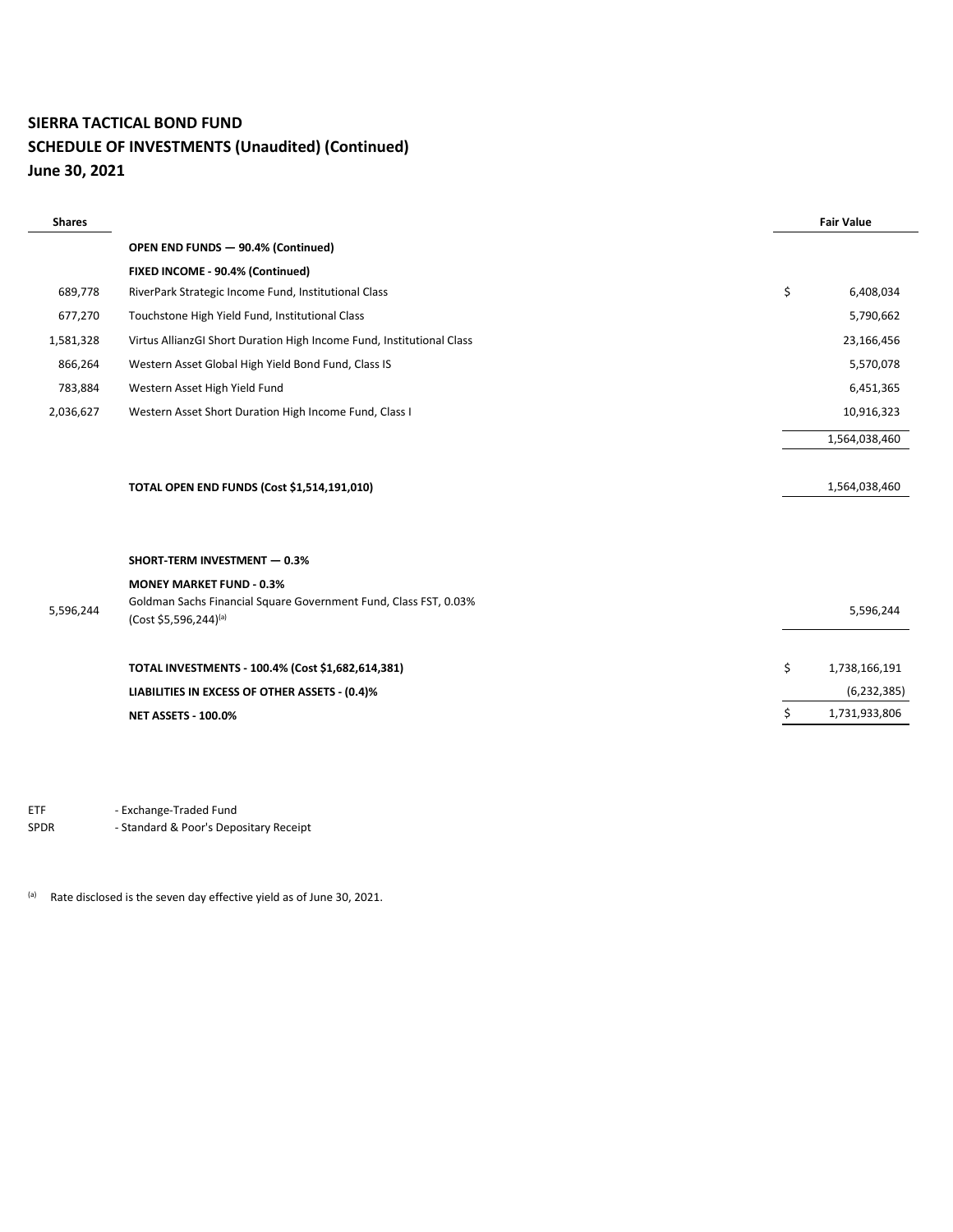## SIERRA TACTICAL BOND FUND
## SCHEDULE OF INVESTMENTS (Unaudited) (Continued)
## June 30, 2021

| Shares | | Fair Value |
|---|---|---|
| | **OPEN END FUNDS — 90.4% (Continued)** | |
| | **FIXED INCOME - 90.4% (Continued)** | |
| 689,778 | RiverPark Strategic Income Fund, Institutional Class | $ 6,408,034 |
| 677,270 | Touchstone High Yield Fund, Institutional Class | 5,790,662 |
| 1,581,328 | Virtus AllianzGI Short Duration High Income Fund, Institutional Class | 23,166,456 |
| 866,264 | Western Asset Global High Yield Bond Fund, Class IS | 5,570,078 |
| 783,884 | Western Asset High Yield Fund | 6,451,365 |
| 2,036,627 | Western Asset Short Duration High Income Fund, Class I | 10,916,323 |
| | | 1,564,038,460 |
| | **TOTAL OPEN END FUNDS (Cost $1,514,191,010)** | 1,564,038,460 |
| | **SHORT-TERM INVESTMENT — 0.3%** | |
| | **MONEY MARKET FUND - 0.3%** | |
| 5,596,244 | Goldman Sachs Financial Square Government Fund, Class FST, 0.03% (Cost $5,596,244)[(a)] | 5,596,244 |
| | **TOTAL INVESTMENTS - 100.4% (Cost $1,682,614,381)** | $ 1,738,166,191 |
| | **LIABILITIES IN EXCESS OF OTHER ASSETS - (0.4)%** | (6,232,385) |
| | **NET ASSETS - 100.0%** | $ 1,731,933,806 |

ETF - Exchange-Traded Fund
SPDR - Standard & Poor's Depositary Receipt

(a) Rate disclosed is the seven day effective yield as of June 30, 2021.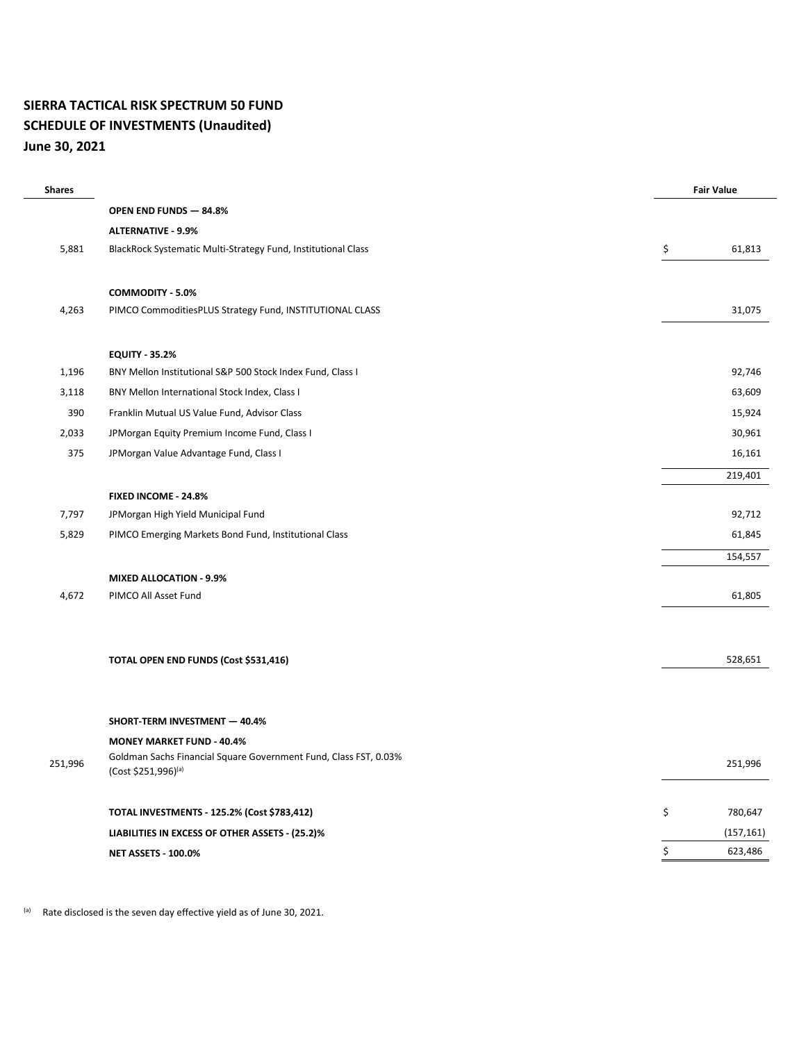**SIERRA TACTICAL RISK SPECTRUM 50 FUND**
**SCHEDULE OF INVESTMENTS (Unaudited)**
**June 30, 2021**

| Shares | | Fair Value |
|---|---|---|
| | **OPEN END FUNDS — 84.8%** | |
| | **ALTERNATIVE - 9.9%** | |
| 5,881 | BlackRock Systematic Multi-Strategy Fund, Institutional Class | $ 61,813 |
| | **COMMODITY - 5.0%** | |
| 4,263 | PIMCO CommoditiesPLUS Strategy Fund, INSTITUTIONAL CLASS | 31,075 |
| | **EQUITY - 35.2%** | |
| 1,196 | BNY Mellon Institutional S&P 500 Stock Index Fund, Class I | 92,746 |
| 3,118 | BNY Mellon International Stock Index, Class I | 63,609 |
| 390 | Franklin Mutual US Value Fund, Advisor Class | 15,924 |
| 2,033 | JPMorgan Equity Premium Income Fund, Class I | 30,961 |
| 375 | JPMorgan Value Advantage Fund, Class I | 16,161 |
| | | 219,401 |
| | **FIXED INCOME - 24.8%** | |
| 7,797 | JPMorgan High Yield Municipal Fund | 92,712 |
| 5,829 | PIMCO Emerging Markets Bond Fund, Institutional Class | 61,845 |
| | | 154,557 |
| | **MIXED ALLOCATION - 9.9%** | |
| 4,672 | PIMCO All Asset Fund | 61,805 |
| | **TOTAL OPEN END FUNDS (Cost $531,416)** | 528,651 |
| | **SHORT-TERM INVESTMENT — 40.4%** | |
| | **MONEY MARKET FUND - 40.4%** | |
| 251,996 | Goldman Sachs Financial Square Government Fund, Class FST, 0.03% (Cost $251,996)[(a)] | 251,996 |
| | **TOTAL INVESTMENTS - 125.2% (Cost $783,412)** | $ 780,647 |
| | **LIABILITIES IN EXCESS OF OTHER ASSETS - (25.2)%** | (157,161) |
| | **NET ASSETS - 100.0%** | $ 623,486 |

[(a)] Rate disclosed is the seven day effective yield as of June 30, 2021.